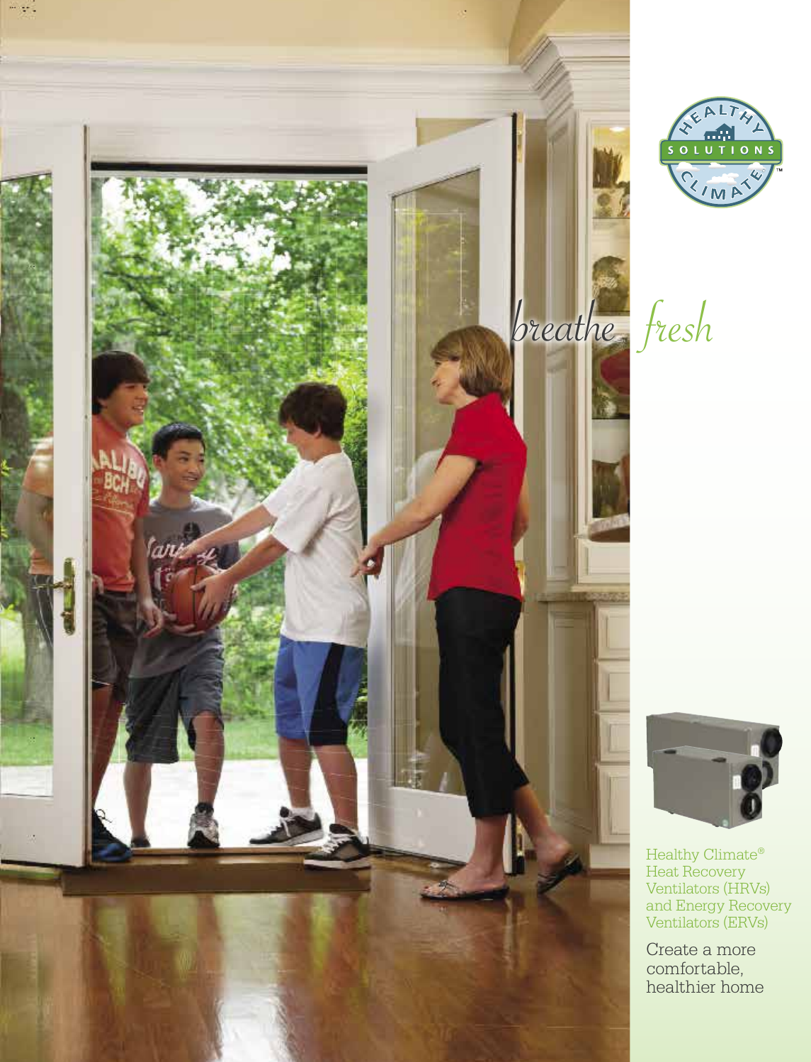# *breathe fresh*

Healthy Climate® Heat Recovery Ventilators (HRVs) and Energy Recovery Ventilators (ERVs)

Create a more comfortable, healthier home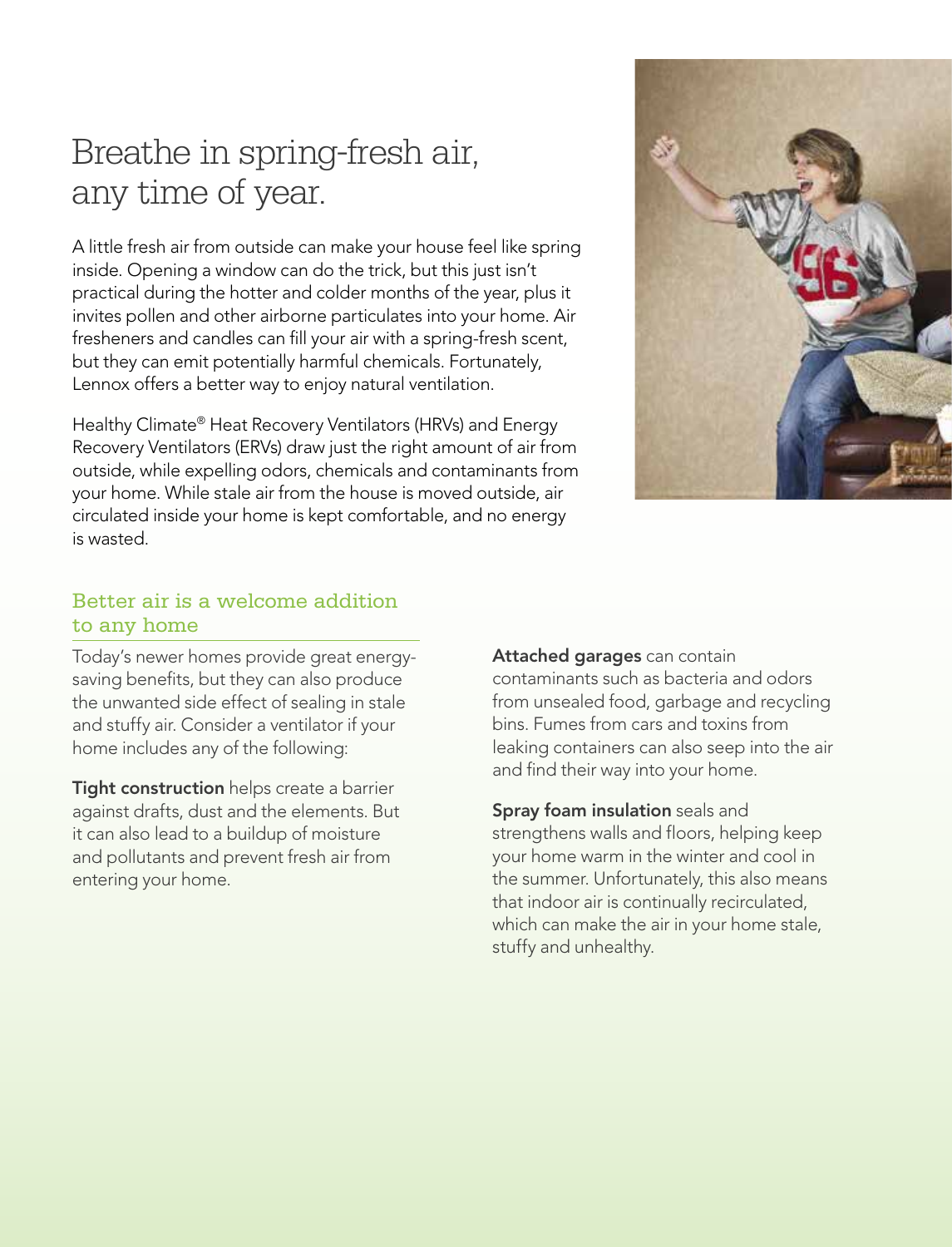# Breathe in spring-fresh air, any time of year.

A little fresh air from outside can make your house feel like spring inside. Opening a window can do the trick, but this just isn't practical during the hotter and colder months of the year, plus it invites pollen and other airborne particulates into your home. Air fresheners and candles can fill your air with a spring-fresh scent, but they can emit potentially harmful chemicals. Fortunately, Lennox offers a better way to enjoy natural ventilation.

Healthy Climate® Heat Recovery Ventilators (HRVs) and Energy Recovery Ventilators (ERVs) draw just the right amount of air from outside, while expelling odors, chemicals and contaminants from your home. While stale air from the house is moved outside, air circulated inside your home is kept comfortable, and no energy is wasted.

## Better air is a welcome addition to any home

Today's newer homes provide great energy-saving benefits, but they can also produce the unwanted side effect of sealing in stale and stuffy air. Consider a ventilator if your home includes any of the following:

**Tight construction** helps create a barrier against drafts, dust and the elements. But it can also lead to a buildup of moisture and pollutants and prevent fresh air from entering your home.

**Attached garages** can contain contaminants such as bacteria and odors from unsealed food, garbage and recycling bins. Fumes from cars and toxins from leaking containers can also seep into the air and find their way into your home.

**Spray foam insulation** seals and strengthens walls and floors, helping keep your home warm in the winter and cool in the summer. Unfortunately, this also means that indoor air is continually recirculated, which can make the air in your home stale, stuffy and unhealthy.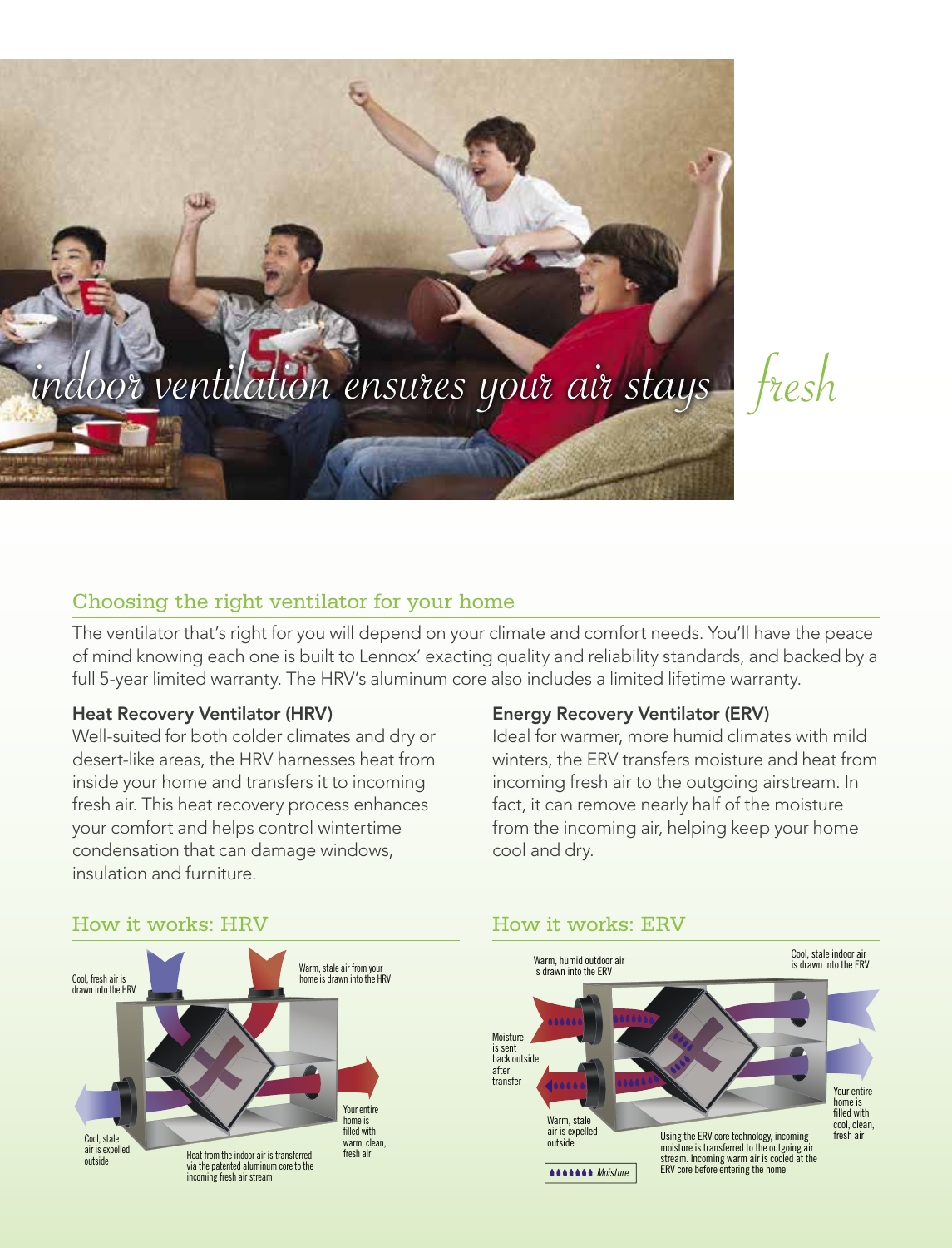*indoor ventilation ensures your air stays fresh*

## Choosing the right ventilator for your home

The ventilator that's right for you will depend on your climate and comfort needs. You'll have the peace of mind knowing each one is built to Lennox' exacting quality and reliability standards, and backed by a full 5-year limited warranty. The HRV's aluminum core also includes a limited lifetime warranty.

### Heat Recovery Ventilator (HRV)

Well-suited for both colder climates and dry or desert-like areas, the HRV harnesses heat from inside your home and transfers it to incoming fresh air. This heat recovery process enhances your comfort and helps control wintertime condensation that can damage windows, insulation and furniture.

### Energy Recovery Ventilator (ERV)

Ideal for warmer, more humid climates with mild winters, the ERV transfers moisture and heat from incoming fresh air to the outgoing airstream. In fact, it can remove nearly half of the moisture from the incoming air, helping keep your home cool and dry.

## How it works: HRV

Cool, fresh air is drawn into the HRV

Warm, stale air from your home is drawn into the HRV

Cool, stale air is expelled outside

Heat from the indoor air is transferred via the patented aluminum core to the incoming fresh air stream

Your entire home is filled with warm, clean, fresh air

## How it works: ERV

Warm, humid outdoor air is drawn into the ERV

Cool, stale indoor air is drawn into the ERV

Moisture is sent back outside after transfer

Warm, stale air is expelled outside

Using the ERV core technology, incoming moisture is transferred to the outgoing air stream. Incoming warm air is cooled at the ERV core before entering the home

Your entire home is filled with cool, clean, fresh air

*Moisture*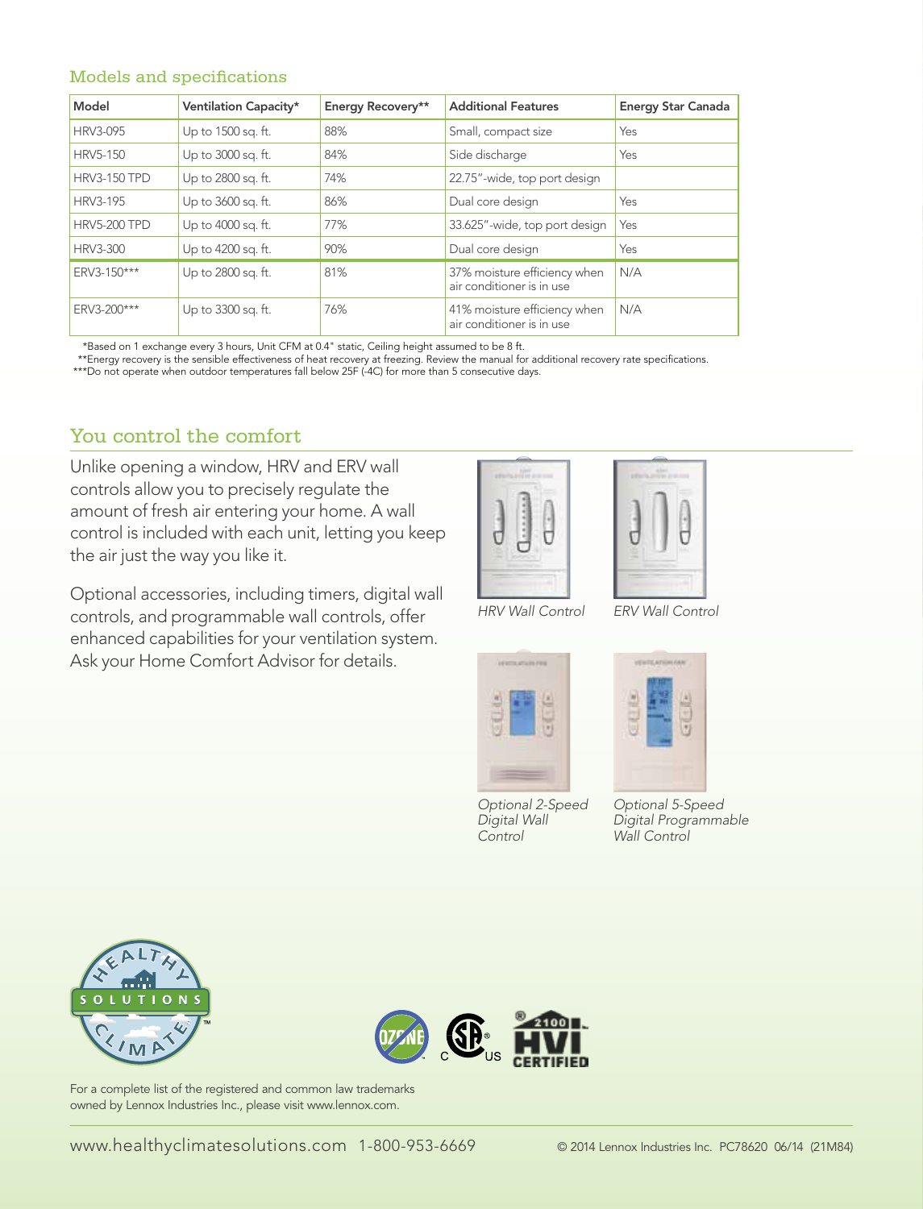## Models and specifications

| Model | Ventilation Capacity* | Energy Recovery** | Additional Features | Energy Star Canada |
|---|---|---|---|---|
| HRV3-095 | Up to 1500 sq. ft. | 88% | Small, compact size | Yes |
| HRV5-150 | Up to 3000 sq. ft. | 84% | Side discharge | Yes |
| HRV3-150 TPD | Up to 2800 sq. ft. | 74% | 22.75"-wide, top port design | |
| HRV3-195 | Up to 3600 sq. ft. | 86% | Dual core design | Yes |
| HRV5-200 TPD | Up to 4000 sq. ft. | 77% | 33.625"-wide, top port design | Yes |
| HRV3-300 | Up to 4200 sq. ft. | 90% | Dual core design | Yes |
| ERV3-150*** | Up to 2800 sq. ft. | 81% | 37% moisture efficiency when air conditioner is in use | N/A |
| ERV3-200*** | Up to 3300 sq. ft. | 76% | 41% moisture efficiency when air conditioner is in use | N/A |

*Based on 1 exchange every 3 hours, Unit CFM at 0.4" static, Ceiling height assumed to be 8 ft.
**Energy recovery is the sensible effectiveness of heat recovery at freezing. Review the manual for additional recovery rate specifications.
***Do not operate when outdoor temperatures fall below 25F (-4C) for more than 5 consecutive days.

## You control the comfort

Unlike opening a window, HRV and ERV wall controls allow you to precisely regulate the amount of fresh air entering your home. A wall control is included with each unit, letting you keep the air just the way you like it.

Optional accessories, including timers, digital wall controls, and programmable wall controls, offer enhanced capabilities for your ventilation system. Ask your Home Comfort Advisor for details.

*HRV Wall Control*

*ERV Wall Control*

*Optional 2-Speed Digital Wall Control*

*Optional 5-Speed Digital Programmable Wall Control*

For a complete list of the registered and common law trademarks owned by Lennox Industries Inc., please visit www.lennox.com.

www.healthyclimatesolutions.com 1-800-953-6669

© 2014 Lennox Industries Inc. PC78620 06/14 (21M84)